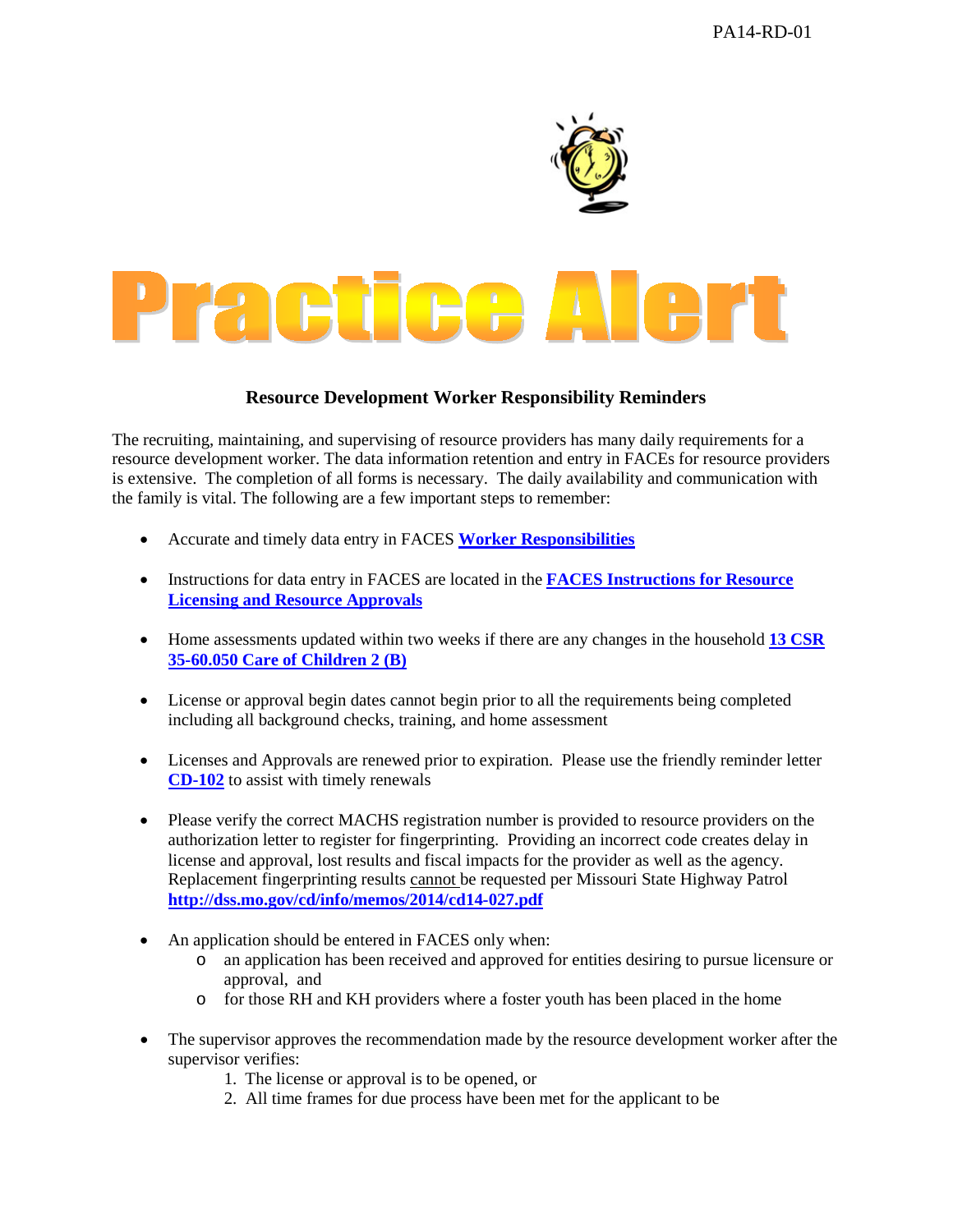PA14-RD-01

# Practice Alert

## Resource Development Worker Responsibility Reminders

The recruiting, maintaining, and supervising of resource providers has many daily requirements for a resource development worker. The data information retention and entry in FACEs for resource providers is extensive. The completion of all forms is necessary. The daily availability and communication with the family is vital. The following are a few important steps to remember:

- Accurate and timely data entry in FACES **Worker Responsibilities**
- Instructions for data entry in FACES are located in the **FACES Instructions for Resource Licensing and Resource Approvals**
- Home assessments updated within two weeks if there are any changes in the household **13 CSR 35-60.050 Care of Children 2 (B)**
- License or approval begin dates cannot begin prior to all the requirements being completed including all background checks, training, and home assessment
- Licenses and Approvals are renewed prior to expiration. Please use the friendly reminder letter **CD-102** to assist with timely renewals
- Please verify the correct MACHS registration number is provided to resource providers on the authorization letter to register for fingerprinting. Providing an incorrect code creates delay in license and approval, lost results and fiscal impacts for the provider as well as the agency. Replacement fingerprinting results cannot be requested per Missouri State Highway Patrol **http://dss.mo.gov/cd/info/memos/2014/cd14-027.pdf**
- An application should be entered in FACES only when:
  - an application has been received and approved for entities desiring to pursue licensure or approval, and
  - for those RH and KH providers where a foster youth has been placed in the home
- The supervisor approves the recommendation made by the resource development worker after the supervisor verifies:
  1. The license or approval is to be opened, or
  2. All time frames for due process have been met for the applicant to be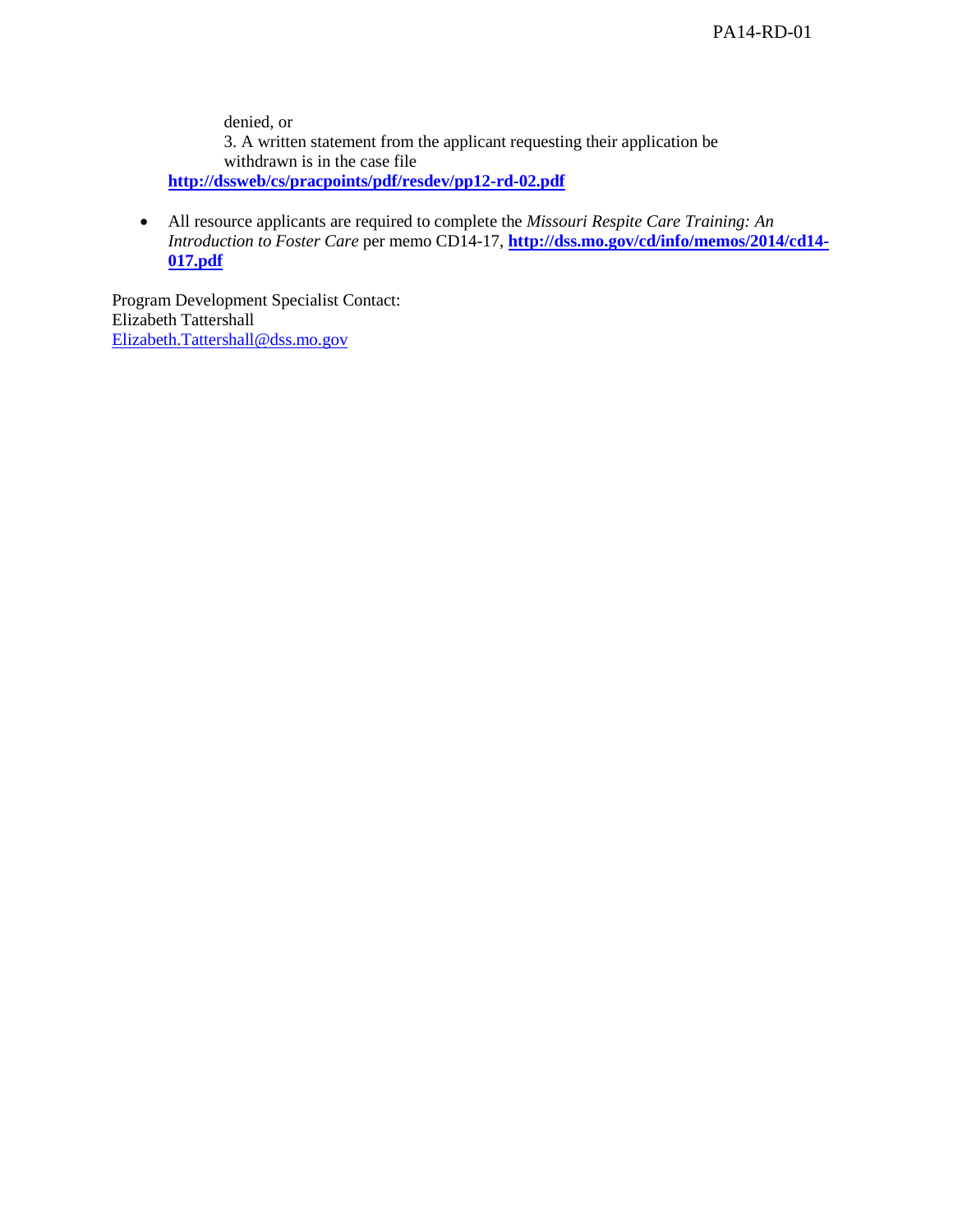denied, or

3. A written statement from the applicant requesting their application be withdrawn is in the case file

**http://dssweb/cs/pracpoints/pdf/resdev/pp12-rd-02.pdf**

- All resource applicants are required to complete the *Missouri Respite Care Training: An Introduction to Foster Care* per memo CD14-17, **http://dss.mo.gov/cd/info/memos/2014/cd14-017.pdf**

Program Development Specialist Contact:
Elizabeth Tattershall
Elizabeth.Tattershall@dss.mo.gov